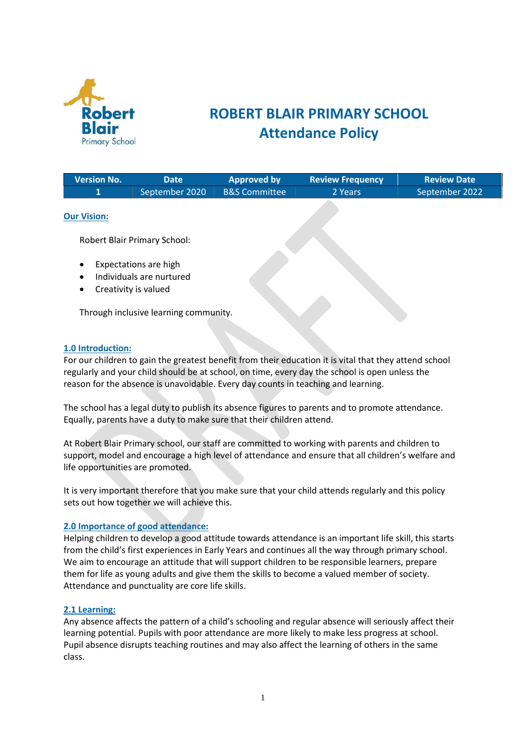# ROBERT BLAIR PRIMARY SCHOOL
# Attendance Policy

| Version No. | Date | Approved by | Review Frequency | Review Date |
| --- | --- | --- | --- | --- |
| 1 | September 2020 | B&S Committee | 2 Years | September 2022 |

## Our Vision:

Robert Blair Primary School:

- Expectations are high
- Individuals are nurtured
- Creativity is valued

Through inclusive learning community.

## 1.0 Introduction:

For our children to gain the greatest benefit from their education it is vital that they attend school regularly and your child should be at school, on time, every day the school is open unless the reason for the absence is unavoidable. Every day counts in teaching and learning.

The school has a legal duty to publish its absence figures to parents and to promote attendance. Equally, parents have a duty to make sure that their children attend.

At Robert Blair Primary school, our staff are committed to working with parents and children to support, model and encourage a high level of attendance and ensure that all children's welfare and life opportunities are promoted.

It is very important therefore that you make sure that your child attends regularly and this policy sets out how together we will achieve this.

## 2.0 Importance of good attendance:

Helping children to develop a good attitude towards attendance is an important life skill, this starts from the child's first experiences in Early Years and continues all the way through primary school. We aim to encourage an attitude that will support children to be responsible learners, prepare them for life as young adults and give them the skills to become a valued member of society. Attendance and punctuality are core life skills.

### 2.1 Learning:

Any absence affects the pattern of a child's schooling and regular absence will seriously affect their learning potential. Pupils with poor attendance are more likely to make less progress at school. Pupil absence disrupts teaching routines and may also affect the learning of others in the same class.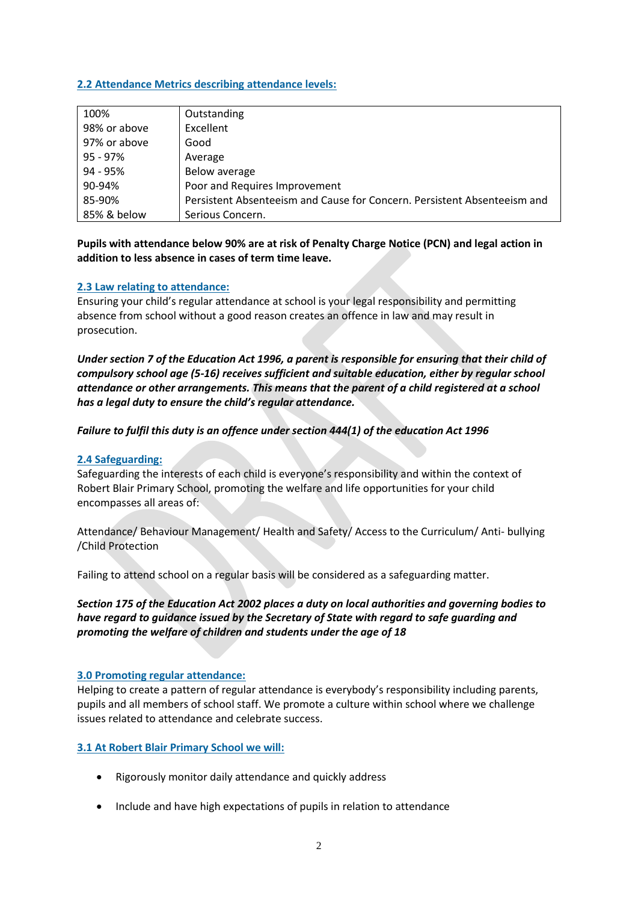### 2.2 Attendance Metrics describing attendance levels:

| | |
|---|---|
| 100% | Outstanding |
| 98% or above | Excellent |
| 97% or above | Good |
| 95 - 97% | Average |
| 94 - 95% | Below average |
| 90-94% | Poor and Requires Improvement |
| 85-90% | Persistent Absenteeism and Cause for Concern. Persistent Absenteeism and |
| 85% & below | Serious Concern. |

**Pupils with attendance below 90% are at risk of Penalty Charge Notice (PCN) and legal action in addition to less absence in cases of term time leave.**

### 2.3 Law relating to attendance:

Ensuring your child's regular attendance at school is your legal responsibility and permitting absence from school without a good reason creates an offence in law and may result in prosecution.

***Under section 7 of the Education Act 1996, a parent is responsible for ensuring that their child of compulsory school age (5-16) receives sufficient and suitable education, either by regular school attendance or other arrangements. This means that the parent of a child registered at a school has a legal duty to ensure the child's regular attendance.***

***Failure to fulfil this duty is an offence under section 444(1) of the education Act 1996***

### 2.4 Safeguarding:

Safeguarding the interests of each child is everyone's responsibility and within the context of Robert Blair Primary School, promoting the welfare and life opportunities for your child encompasses all areas of:

Attendance/ Behaviour Management/ Health and Safety/ Access to the Curriculum/ Anti- bullying /Child Protection

Failing to attend school on a regular basis will be considered as a safeguarding matter.

***Section 175 of the Education Act 2002 places a duty on local authorities and governing bodies to have regard to guidance issued by the Secretary of State with regard to safe guarding and promoting the welfare of children and students under the age of 18***

### 3.0 Promoting regular attendance:

Helping to create a pattern of regular attendance is everybody's responsibility including parents, pupils and all members of school staff. We promote a culture within school where we challenge issues related to attendance and celebrate success.

### 3.1 At Robert Blair Primary School we will:

- Rigorously monitor daily attendance and quickly address
- Include and have high expectations of pupils in relation to attendance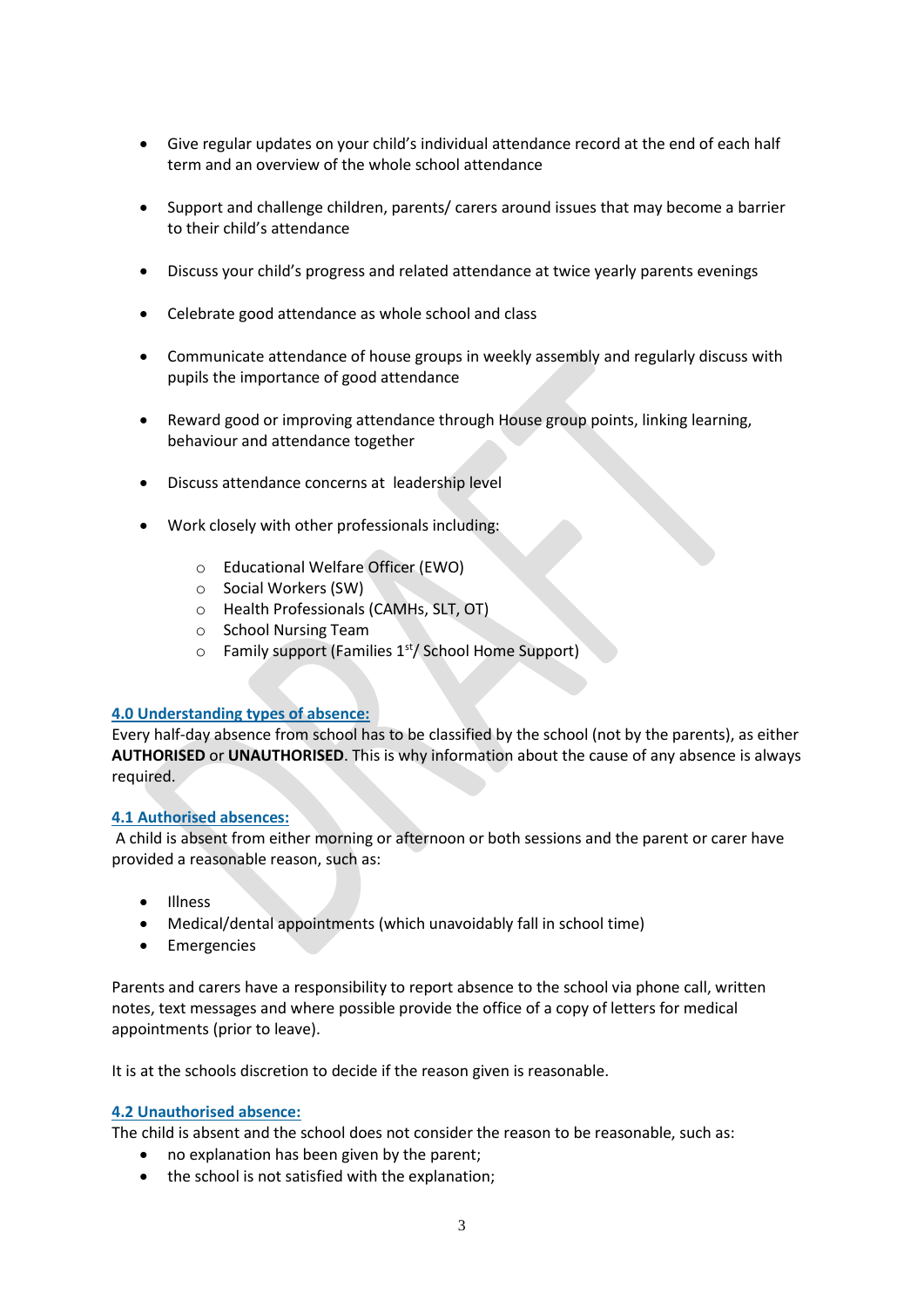- Give regular updates on your child's individual attendance record at the end of each half term and an overview of the whole school attendance

- Support and challenge children, parents/ carers around issues that may become a barrier to their child's attendance

- Discuss your child's progress and related attendance at twice yearly parents evenings

- Celebrate good attendance as whole school and class

- Communicate attendance of house groups in weekly assembly and regularly discuss with pupils the importance of good attendance

- Reward good or improving attendance through House group points, linking learning, behaviour and attendance together

- Discuss attendance concerns at leadership level

- Work closely with other professionals including:

    - Educational Welfare Officer (EWO)
    - Social Workers (SW)
    - Health Professionals (CAMHs, SLT, OT)
    - School Nursing Team
    - Family support (Families 1st/ School Home Support)

### 4.0 Understanding types of absence:

Every half-day absence from school has to be classified by the school (not by the parents), as either **AUTHORISED** or **UNAUTHORISED**. This is why information about the cause of any absence is always required.

### 4.1 Authorised absences:

A child is absent from either morning or afternoon or both sessions and the parent or carer have provided a reasonable reason, such as:

- Illness
- Medical/dental appointments (which unavoidably fall in school time)
- Emergencies

Parents and carers have a responsibility to report absence to the school via phone call, written notes, text messages and where possible provide the office of a copy of letters for medical appointments (prior to leave).

It is at the schools discretion to decide if the reason given is reasonable.

### 4.2 Unauthorised absence:

The child is absent and the school does not consider the reason to be reasonable, such as:

- no explanation has been given by the parent;
- the school is not satisfied with the explanation;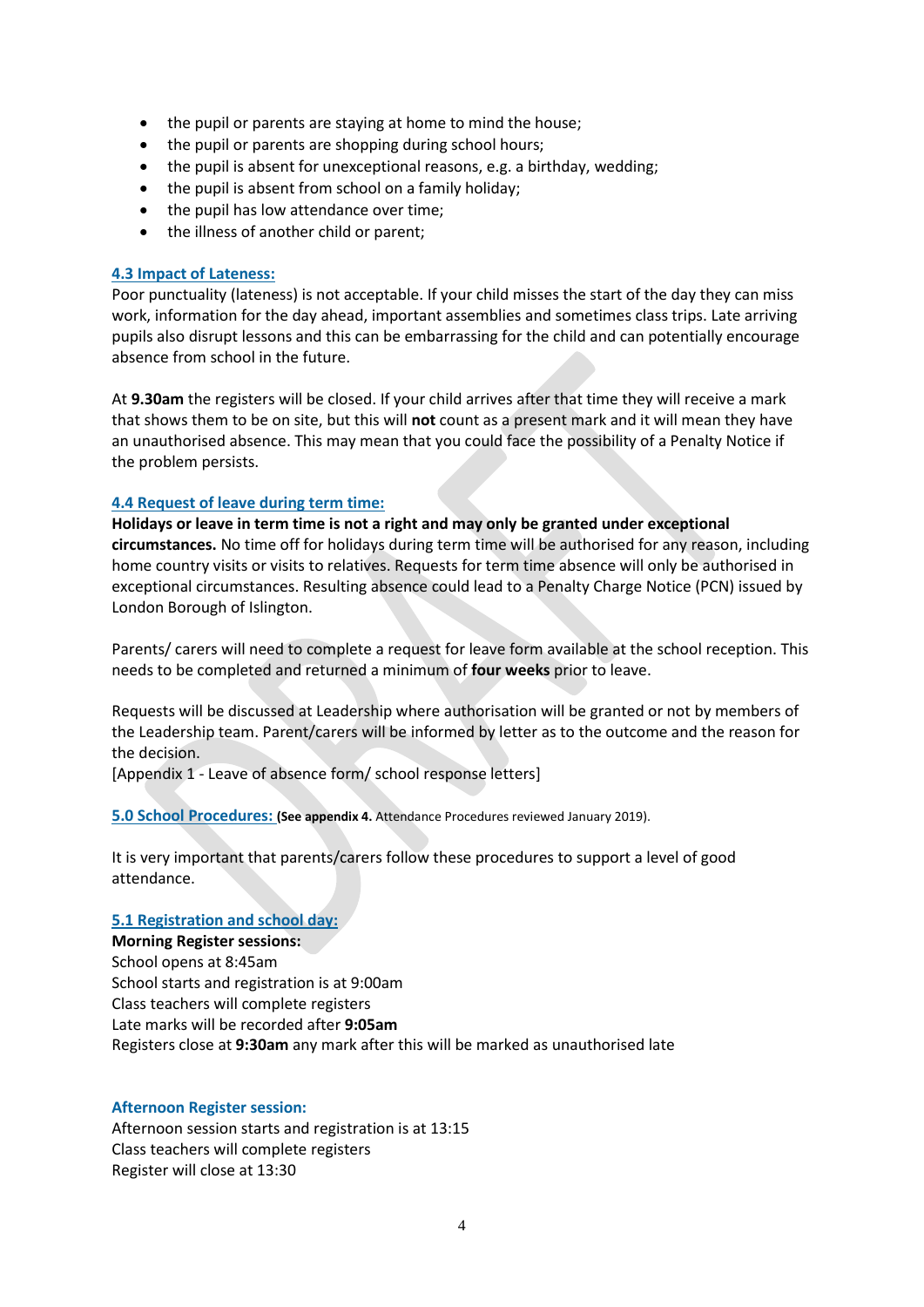- the pupil or parents are staying at home to mind the house;
- the pupil or parents are shopping during school hours;
- the pupil is absent for unexceptional reasons, e.g. a birthday, wedding;
- the pupil is absent from school on a family holiday;
- the pupil has low attendance over time;
- the illness of another child or parent;

### 4.3 Impact of Lateness:

Poor punctuality (lateness) is not acceptable. If your child misses the start of the day they can miss work, information for the day ahead, important assemblies and sometimes class trips. Late arriving pupils also disrupt lessons and this can be embarrassing for the child and can potentially encourage absence from school in the future.

At **9.30am** the registers will be closed. If your child arrives after that time they will receive a mark that shows them to be on site, but this will **not** count as a present mark and it will mean they have an unauthorised absence. This may mean that you could face the possibility of a Penalty Notice if the problem persists.

### 4.4 Request of leave during term time:

**Holidays or leave in term time is not a right and may only be granted under exceptional circumstances.** No time off for holidays during term time will be authorised for any reason, including home country visits or visits to relatives. Requests for term time absence will only be authorised in exceptional circumstances. Resulting absence could lead to a Penalty Charge Notice (PCN) issued by London Borough of Islington.

Parents/ carers will need to complete a request for leave form available at the school reception. This needs to be completed and returned a minimum of **four weeks** prior to leave.

Requests will be discussed at Leadership where authorisation will be granted or not by members of the Leadership team. Parent/carers will be informed by letter as to the outcome and the reason for the decision.
[Appendix 1 - Leave of absence form/ school response letters]

## 5.0 School Procedures: (**See appendix 4.** Attendance Procedures reviewed January 2019).

It is very important that parents/carers follow these procedures to support a level of good attendance.

### 5.1 Registration and school day:

**Morning Register sessions:**
School opens at 8:45am
School starts and registration is at 9:00am
Class teachers will complete registers
Late marks will be recorded after **9:05am**
Registers close at **9:30am** any mark after this will be marked as unauthorised late

**Afternoon Register session:**
Afternoon session starts and registration is at 13:15
Class teachers will complete registers
Register will close at 13:30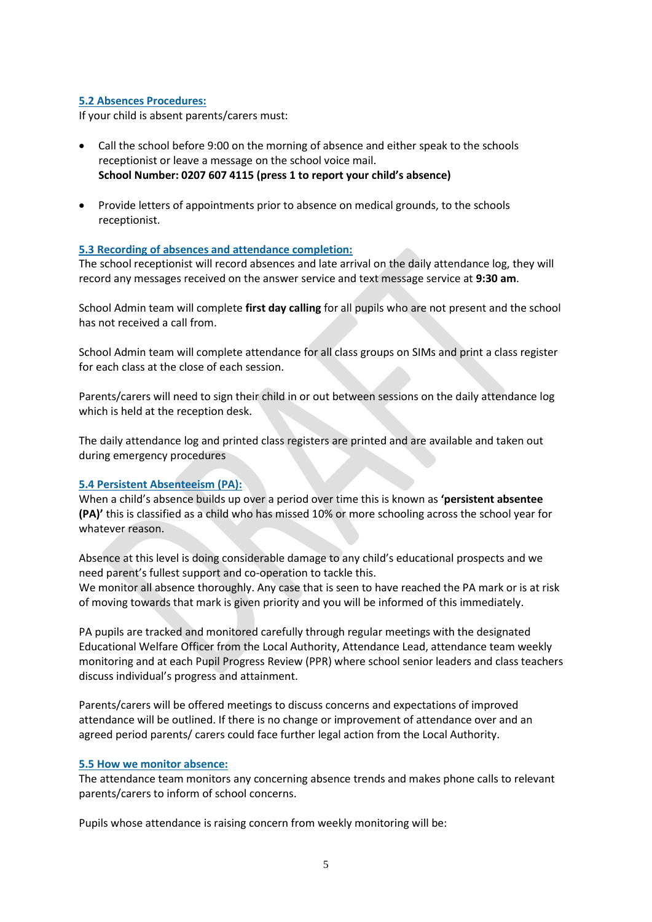### 5.2 Absences Procedures:

If your child is absent parents/carers must:

- Call the school before 9:00 on the morning of absence and either speak to the schools receptionist or leave a message on the school voice mail.
  **School Number: 0207 607 4115 (press 1 to report your child's absence)**

- Provide letters of appointments prior to absence on medical grounds, to the schools receptionist.

### 5.3 Recording of absences and attendance completion:

The school receptionist will record absences and late arrival on the daily attendance log, they will record any messages received on the answer service and text message service at **9:30 am**.

School Admin team will complete **first day calling** for all pupils who are not present and the school has not received a call from.

School Admin team will complete attendance for all class groups on SIMs and print a class register for each class at the close of each session.

Parents/carers will need to sign their child in or out between sessions on the daily attendance log which is held at the reception desk.

The daily attendance log and printed class registers are printed and are available and taken out during emergency procedures

### 5.4 Persistent Absenteeism (PA):

When a child's absence builds up over a period over time this is known as **'persistent absentee (PA)'** this is classified as a child who has missed 10% or more schooling across the school year for whatever reason.

Absence at this level is doing considerable damage to any child's educational prospects and we need parent's fullest support and co-operation to tackle this.
We monitor all absence thoroughly. Any case that is seen to have reached the PA mark or is at risk of moving towards that mark is given priority and you will be informed of this immediately.

PA pupils are tracked and monitored carefully through regular meetings with the designated Educational Welfare Officer from the Local Authority, Attendance Lead, attendance team weekly monitoring and at each Pupil Progress Review (PPR) where school senior leaders and class teachers discuss individual's progress and attainment.

Parents/carers will be offered meetings to discuss concerns and expectations of improved attendance will be outlined. If there is no change or improvement of attendance over and an agreed period parents/ carers could face further legal action from the Local Authority.

### 5.5 How we monitor absence:

The attendance team monitors any concerning absence trends and makes phone calls to relevant parents/carers to inform of school concerns.

Pupils whose attendance is raising concern from weekly monitoring will be: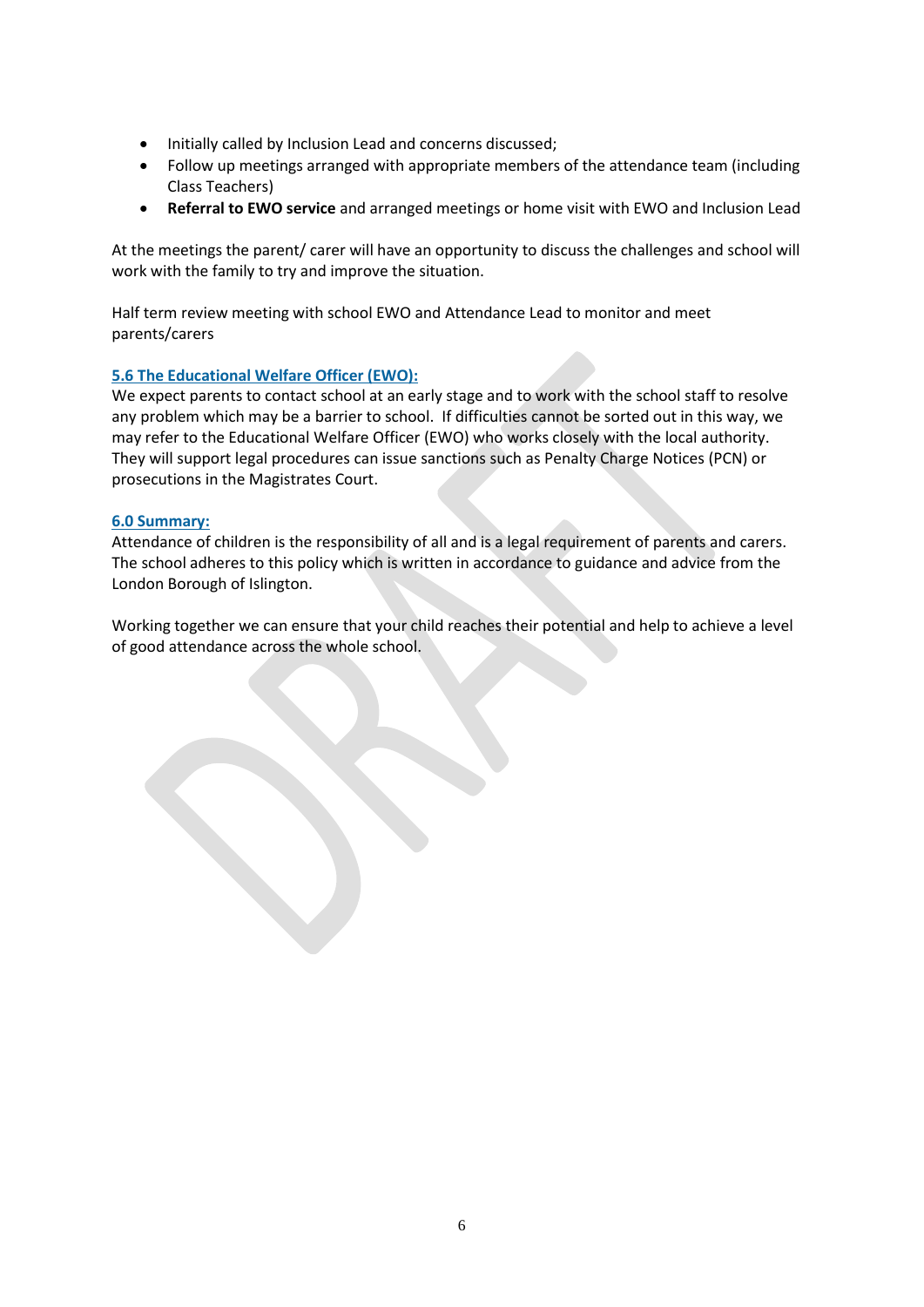- Initially called by Inclusion Lead and concerns discussed;
- Follow up meetings arranged with appropriate members of the attendance team (including Class Teachers)
- **Referral to EWO service** and arranged meetings or home visit with EWO and Inclusion Lead

At the meetings the parent/ carer will have an opportunity to discuss the challenges and school will work with the family to try and improve the situation.

Half term review meeting with school EWO and Attendance Lead to monitor and meet parents/carers

### 5.6 The Educational Welfare Officer (EWO):

We expect parents to contact school at an early stage and to work with the school staff to resolve any problem which may be a barrier to school. If difficulties cannot be sorted out in this way, we may refer to the Educational Welfare Officer (EWO) who works closely with the local authority. They will support legal procedures can issue sanctions such as Penalty Charge Notices (PCN) or prosecutions in the Magistrates Court.

## 6.0 Summary:

Attendance of children is the responsibility of all and is a legal requirement of parents and carers. The school adheres to this policy which is written in accordance to guidance and advice from the London Borough of Islington.

Working together we can ensure that your child reaches their potential and help to achieve a level of good attendance across the whole school.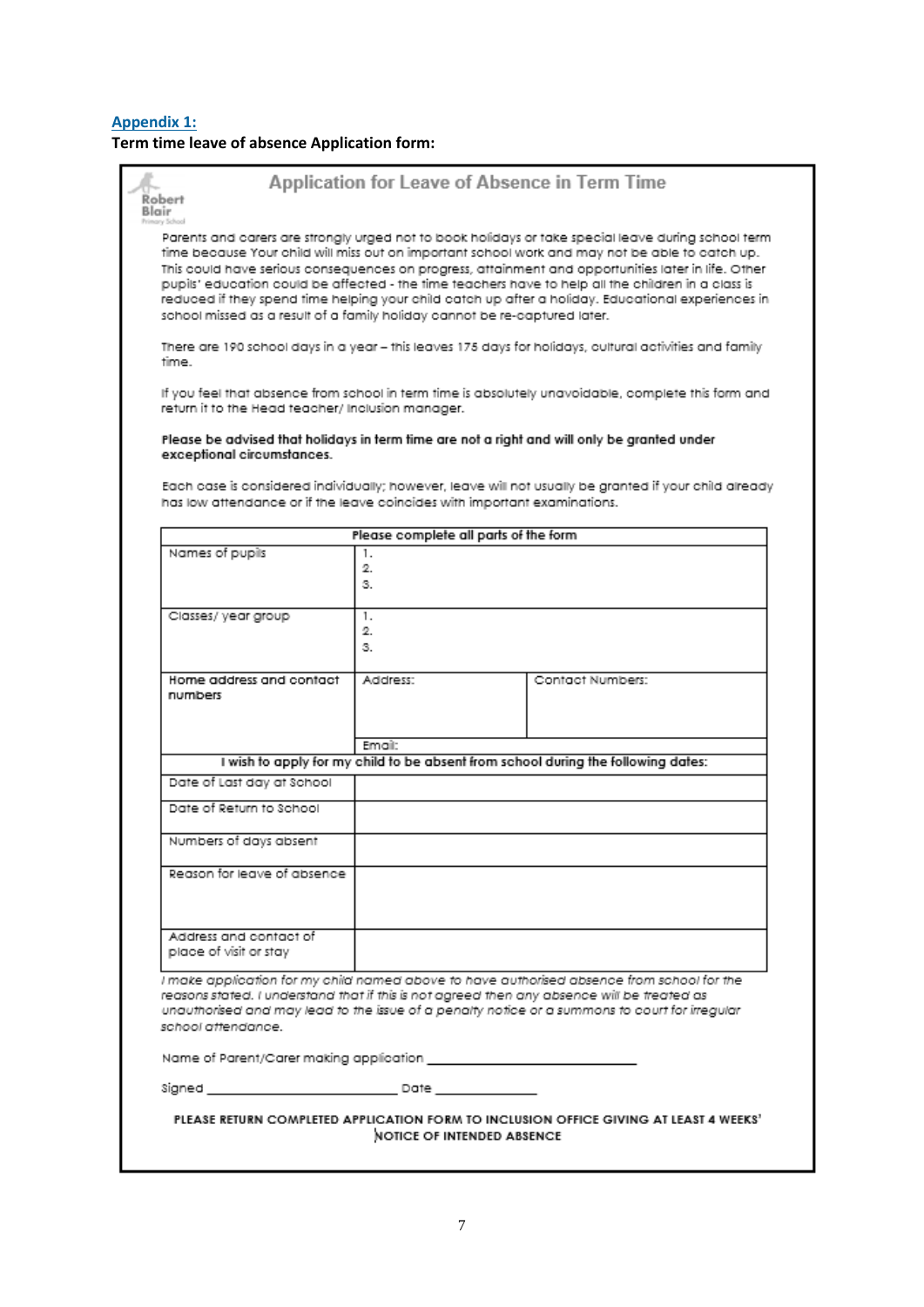## Appendix 1:

**Term time leave of absence Application form:**

Robert Blair Primary School

### Application for Leave of Absence in Term Time

Parents and carers are strongly urged not to book holidays or take special leave during school term time because Your child will miss out on important school work and may not be able to catch up. This could have serious consequences on progress, attainment and opportunities later in life. Other pupils' education could be affected - the time teachers have to help all the children in a class is reduced if they spend time helping your child catch up after a holiday. Educational experiences in school missed as a result of a family holiday cannot be re-captured later.

There are 190 school days in a year – this leaves 175 days for holidays, cultural activities and family time.

If you feel that absence from school in term time is absolutely unavoidable, complete this form and return it to the Head teacher/ Inclusion manager.

**Please be advised that holidays in term time are not a right and will only be granted under exceptional circumstances.**

Each case is considered individually; however, leave will not usually be granted if your child already has low attendance or if the leave coincides with important examinations.

| **Please complete all parts of the form** | | |
|---|---|---|
| Names of pupils | 1.<br>2.<br>3. | |
| Classes/ year group | 1.<br>2.<br>3. | |
| Home address and contact numbers | Address:<br><br>Email: | Contact Numbers: |
| **I wish to apply for my child to be absent from school during the following dates:** | | |
| Date of Last day at School | | |
| Date of Return to School | | |
| Numbers of days absent | | |
| Reason for leave of absence | | |
| Address and contact of place of visit or stay | | |

*I make application for my child named above to have authorised absence from school for the reasons stated. I understand that if this is not agreed then any absence will be treated as unauthorised and may lead to the issue of a penalty notice or a summons to court for irregular school attendance.*

Name of Parent/Carer making application ____________________________

Signed ___________________________ Date _______________

**PLEASE RETURN COMPLETED APPLICATION FORM TO INCLUSION OFFICE GIVING AT LEAST 4 WEEKS' NOTICE OF INTENDED ABSENCE**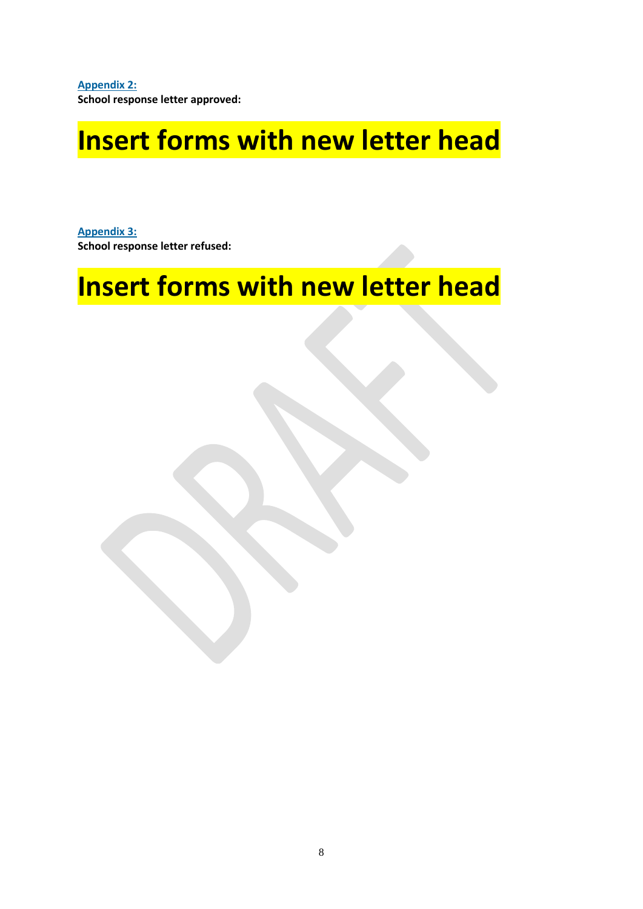**Appendix 2:**
**School response letter approved:**

# Insert forms with new letter head

**Appendix 3:**
**School response letter refused:**

# Insert forms with new letter head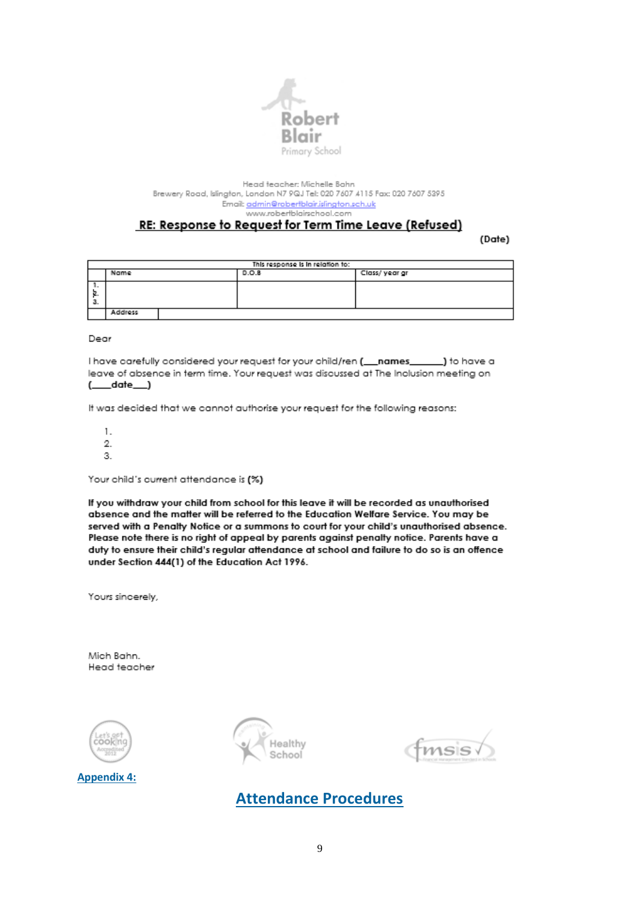Robert Blair Primary School

Head teacher: Michelle Bahn
Brewery Road, Islington, London N7 9QJ Tel: 020 7607 4115 Fax: 020 7607 5395
Email: admin@robertblair.islington.sch.uk
www.robertblairschool.com

## RE: Response to Request for Term Time Leave (Refused)

**(Date)**

| This response is in relation to: | | | |
|---|---|---|---|
| | Name | D.O.B | Class/ year gr |
| 1.<br>2.<br>3. | | | |
| | Address | | |

Dear

I have carefully considered your request for your child/ren (**\_\_\_names\_\_\_\_\_\_**) to have a leave of absence in term time. Your request was discussed at The Inclusion meeting on (**\_\_\_\_date\_\_\_**)

It was decided that we cannot authorise your request for the following reasons:

1.
2.
3.

Your child's current attendance is **(%)**

**If you withdraw your child from school for this leave it will be recorded as unauthorised absence and the matter will be referred to the Education Welfare Service. You may be served with a Penalty Notice or a summons to court for your child's unauthorised absence. Please note there is no right of appeal by parents against penalty notice. Parents have a duty to ensure their child's regular attendance at school and failure to do so is an offence under Section 444(1) of the Education Act 1996.**

Yours sincerely,

Mich Bahn.
Head teacher

Let's get cooking Accredited 2012 | Healthy School | fmsis

**Appendix 4:**

## Attendance Procedures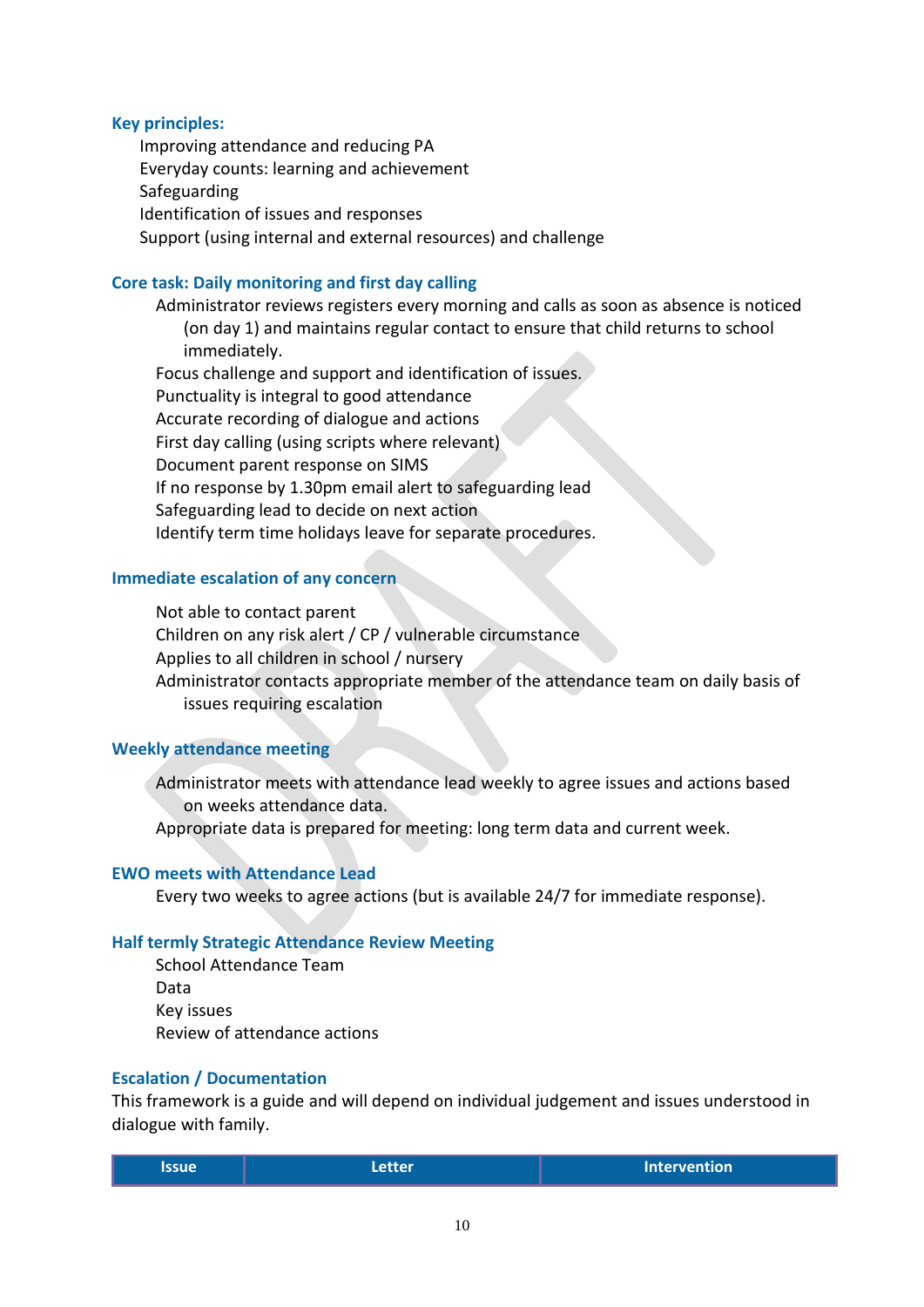### Key principles:

- Improving attendance and reducing PA
- Everyday counts: learning and achievement
- Safeguarding
- Identification of issues and responses
- Support (using internal and external resources) and challenge

### Core task: Daily monitoring and first day calling

- Administrator reviews registers every morning and calls as soon as absence is noticed (on day 1) and maintains regular contact to ensure that child returns to school immediately.
- Focus challenge and support and identification of issues.
- Punctuality is integral to good attendance
- Accurate recording of dialogue and actions
- First day calling (using scripts where relevant)
- Document parent response on SIMS
- If no response by 1.30pm email alert to safeguarding lead
- Safeguarding lead to decide on next action
- Identify term time holidays leave for separate procedures.

### Immediate escalation of any concern

- Not able to contact parent
- Children on any risk alert / CP / vulnerable circumstance
- Applies to all children in school / nursery
- Administrator contacts appropriate member of the attendance team on daily basis of issues requiring escalation

### Weekly attendance meeting

- Administrator meets with attendance lead weekly to agree issues and actions based on weeks attendance data.
- Appropriate data is prepared for meeting: long term data and current week.

### EWO meets with Attendance Lead

- Every two weeks to agree actions (but is available 24/7 for immediate response).

### Half termly Strategic Attendance Review Meeting

- School Attendance Team
- Data
- Key issues
- Review of attendance actions

### Escalation / Documentation

This framework is a guide and will depend on individual judgement and issues understood in dialogue with family.

| Issue | Letter | Intervention |
|---|---|---|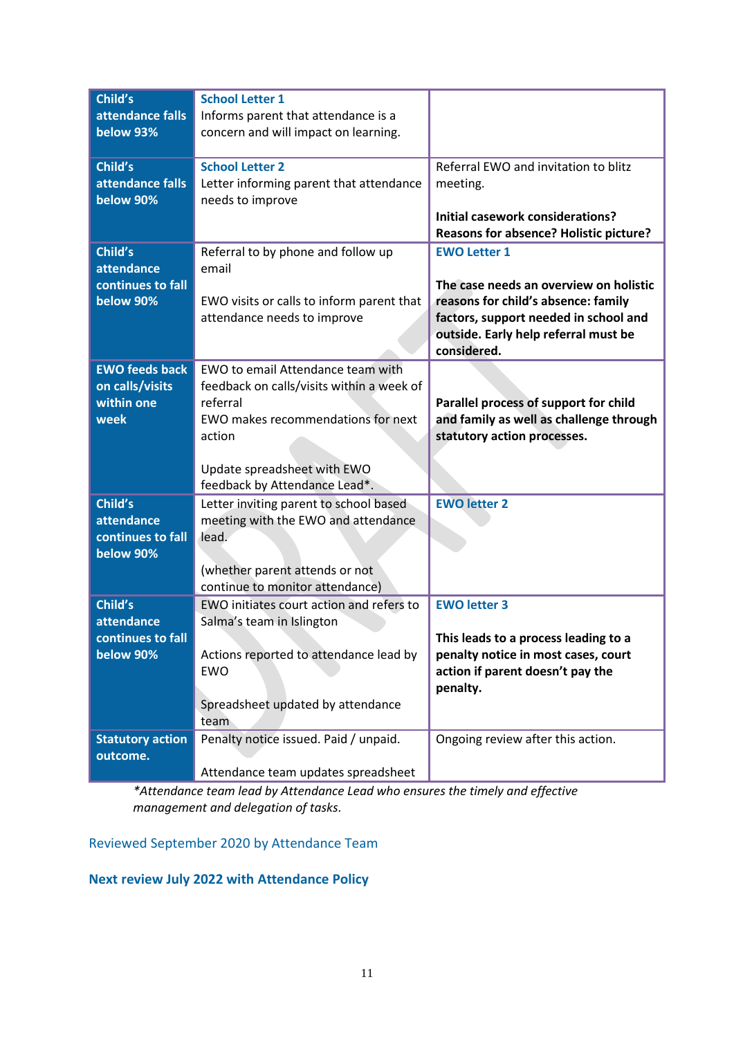| | | |
|---|---|---|
| **Child's attendance falls below 93%** | **School Letter 1**<br>Informs parent that attendance is a concern and will impact on learning. | |
| **Child's attendance falls below 90%** | **School Letter 2**<br>Letter informing parent that attendance needs to improve | Referral EWO and invitation to blitz meeting.<br><br>**Initial casework considerations? Reasons for absence? Holistic picture?** |
| **Child's attendance continues to fall below 90%** | Referral to by phone and follow up email<br><br>EWO visits or calls to inform parent that attendance needs to improve | **EWO Letter 1**<br><br>**The case needs an overview on holistic reasons for child's absence: family factors, support needed in school and outside. Early help referral must be considered.** |
| **EWO feeds back on calls/visits within one week** | EWO to email Attendance team with feedback on calls/visits within a week of referral<br>EWO makes recommendations for next action<br><br>Update spreadsheet with EWO feedback by Attendance Lead*. | **Parallel process of support for child and family as well as challenge through statutory action processes.** |
| **Child's attendance continues to fall below 90%** | Letter inviting parent to school based meeting with the EWO and attendance lead.<br><br>(whether parent attends or not continue to monitor attendance) | **EWO letter 2** |
| **Child's attendance continues to fall below 90%** | EWO initiates court action and refers to Salma's team in Islington<br><br>Actions reported to attendance lead by EWO<br><br>Spreadsheet updated by attendance team | **EWO letter 3**<br><br>**This leads to a process leading to a penalty notice in most cases, court action if parent doesn't pay the penalty.** |
| **Statutory action outcome.** | Penalty notice issued. Paid / unpaid.<br><br>Attendance team updates spreadsheet | Ongoing review after this action. |

*\*Attendance team lead by Attendance Lead who ensures the timely and effective management and delegation of tasks.*

Reviewed September 2020 by Attendance Team

**Next review July 2022 with Attendance Policy**